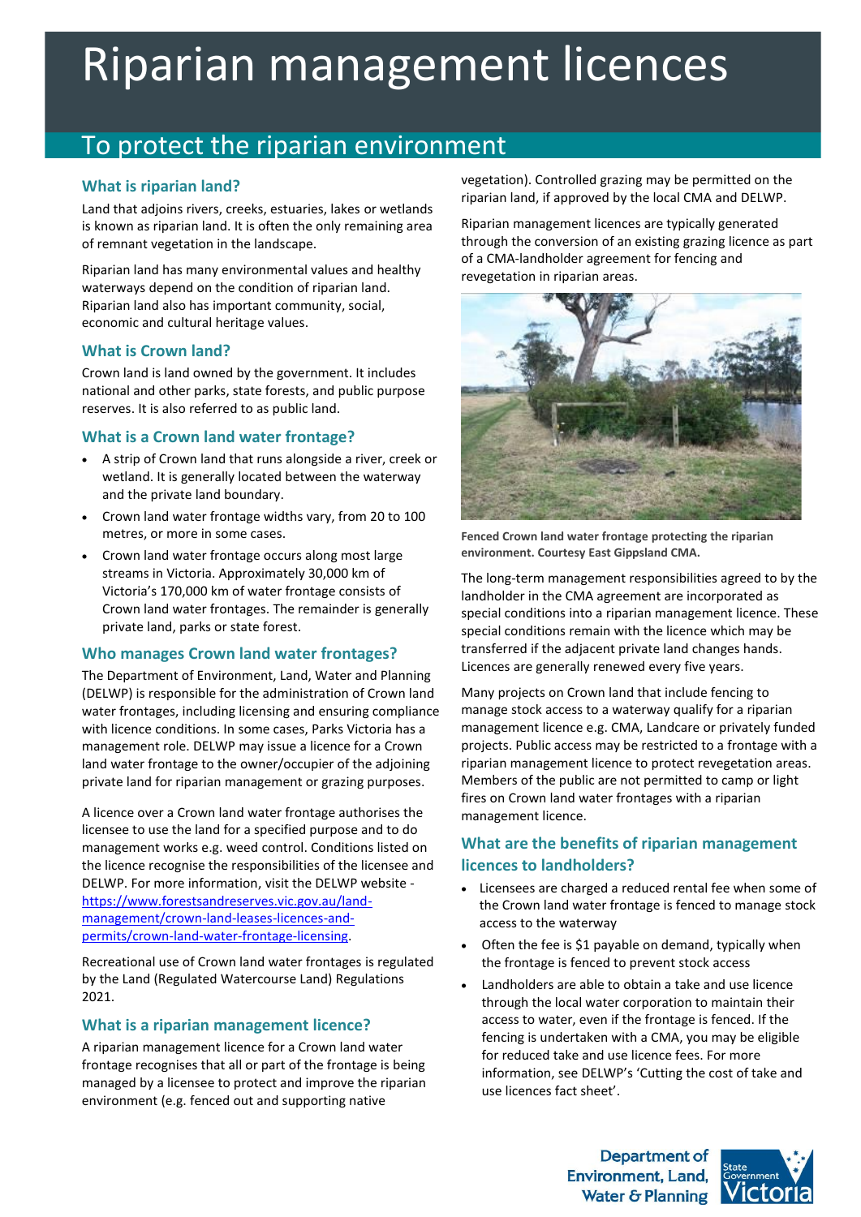# Riparian management licences

## To protect the riparian environment

### What is riparian land?

Land that adjoins rivers, creeks, estuaries, lakes or wetlands is known as riparian land. It is often the only remaining area of remnant vegetation in the landscape.

Riparian land has many environmental values and healthy waterways depend on the condition of riparian land. Riparian land also has important community, social, economic and cultural heritage values.

### What is Crown land?

Crown land is land owned by the government. It includes national and other parks, state forests, and public purpose reserves. It is also referred to as public land.

### What is a Crown land water frontage?

- A strip of Crown land that runs alongside a river, creek or wetland. It is generally located between the waterway and the private land boundary.
- Crown land water frontage widths vary, from 20 to 100 metres, or more in some cases.
- Crown land water frontage occurs along most large streams in Victoria. Approximately 30,000 km of Victoria's 170,000 km of water frontage consists of Crown land water frontages. The remainder is generally private land, parks or state forest.

### Who manages Crown land water frontages?

The Department of Environment, Land, Water and Planning (DELWP) is responsible for the administration of Crown land water frontages, including licensing and ensuring compliance with licence conditions. In some cases, Parks Victoria has a management role. DELWP may issue a licence for a Crown land water frontage to the owner/occupier of the adjoining private land for riparian management or grazing purposes.

A licence over a Crown land water frontage authorises the licensee to use the land for a specified purpose and to do management works e.g. weed control. Conditions listed on the licence recognise the responsibilities of the licensee and DELWP. For more information, visit the DELWP website - https://www.forestsandreserves.vic.gov.au/land-management/crown-land-leases-licences-and-permits/crown-land-water-frontage-licensing.

Recreational use of Crown land water frontages is regulated by the Land (Regulated Watercourse Land) Regulations 2021.

### What is a riparian management licence?

A riparian management licence for a Crown land water frontage recognises that all or part of the frontage is being managed by a licensee to protect and improve the riparian environment (e.g. fenced out and supporting native vegetation). Controlled grazing may be permitted on the riparian land, if approved by the local CMA and DELWP.

Riparian management licences are typically generated through the conversion of an existing grazing licence as part of a CMA-landholder agreement for fencing and revegetation in riparian areas.

**Fenced Crown land water frontage protecting the riparian environment. Courtesy East Gippsland CMA.**

The long-term management responsibilities agreed to by the landholder in the CMA agreement are incorporated as special conditions into a riparian management licence. These special conditions remain with the licence which may be transferred if the adjacent private land changes hands. Licences are generally renewed every five years.

Many projects on Crown land that include fencing to manage stock access to a waterway qualify for a riparian management licence e.g. CMA, Landcare or privately funded projects. Public access may be restricted to a frontage with a riparian management licence to protect revegetation areas. Members of the public are not permitted to camp or light fires on Crown land water frontages with a riparian management licence.

### What are the benefits of riparian management licences to landholders?

- Licensees are charged a reduced rental fee when some of the Crown land water frontage is fenced to manage stock access to the waterway
- Often the fee is $1 payable on demand, typically when the frontage is fenced to prevent stock access
- Landholders are able to obtain a take and use licence through the local water corporation to maintain their access to water, even if the frontage is fenced. If the fencing is undertaken with a CMA, you may be eligible for reduced take and use licence fees. For more information, see DELWP's 'Cutting the cost of take and use licences fact sheet'.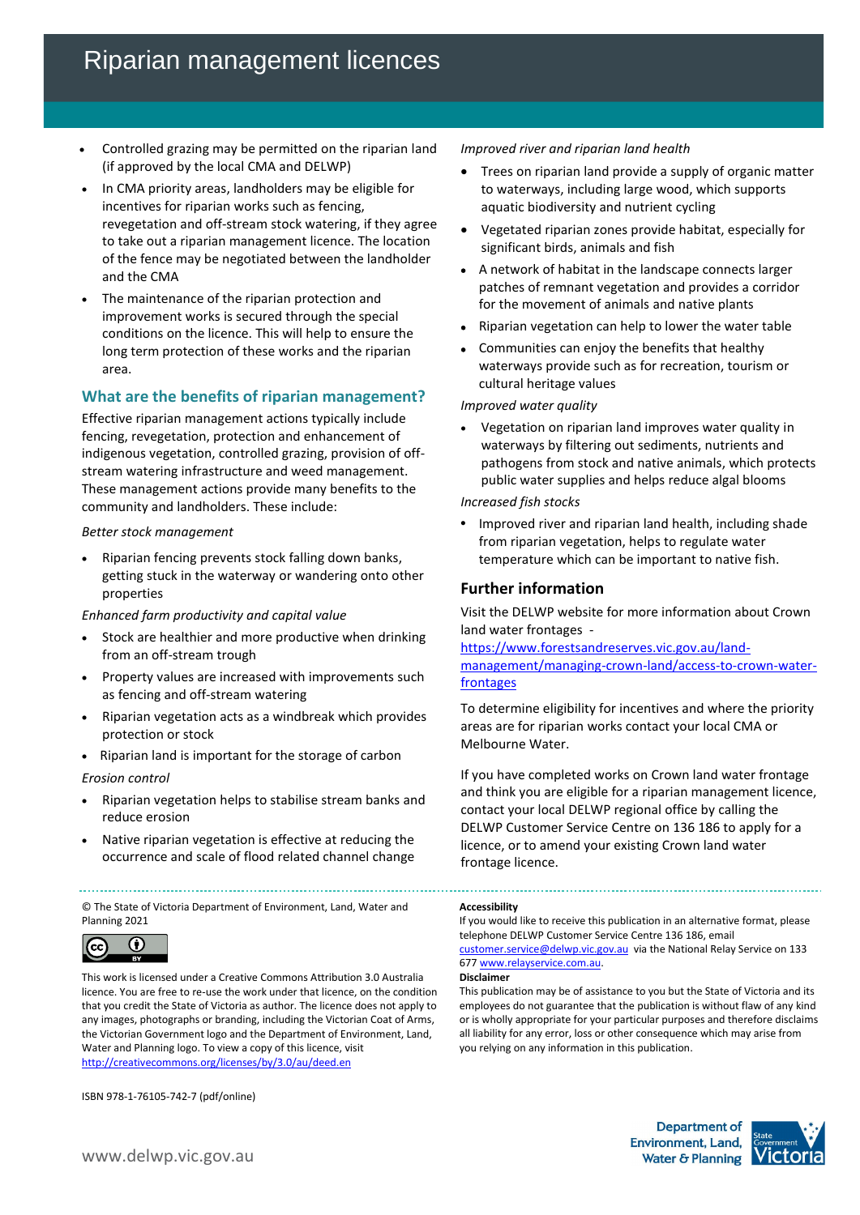- Controlled grazing may be permitted on the riparian land (if approved by the local CMA and DELWP)
- In CMA priority areas, landholders may be eligible for incentives for riparian works such as fencing, revegetation and off-stream stock watering, if they agree to take out a riparian management licence. The location of the fence may be negotiated between the landholder and the CMA
- The maintenance of the riparian protection and improvement works is secured through the special conditions on the licence. This will help to ensure the long term protection of these works and the riparian area.

## What are the benefits of riparian management?

Effective riparian management actions typically include fencing, revegetation, protection and enhancement of indigenous vegetation, controlled grazing, provision of off-stream watering infrastructure and weed management. These management actions provide many benefits to the community and landholders. These include:

*Better stock management*

- Riparian fencing prevents stock falling down banks, getting stuck in the waterway or wandering onto other properties

*Enhanced farm productivity and capital value*

- Stock are healthier and more productive when drinking from an off-stream trough
- Property values are increased with improvements such as fencing and off-stream watering
- Riparian vegetation acts as a windbreak which provides protection or stock
- Riparian land is important for the storage of carbon

*Erosion control*

- Riparian vegetation helps to stabilise stream banks and reduce erosion
- Native riparian vegetation is effective at reducing the occurrence and scale of flood related channel change

*Improved river and riparian land health*

- Trees on riparian land provide a supply of organic matter to waterways, including large wood, which supports aquatic biodiversity and nutrient cycling
- Vegetated riparian zones provide habitat, especially for significant birds, animals and fish
- A network of habitat in the landscape connects larger patches of remnant vegetation and provides a corridor for the movement of animals and native plants
- Riparian vegetation can help to lower the water table
- Communities can enjoy the benefits that healthy waterways provide such as for recreation, tourism or cultural heritage values

*Improved water quality*

- Vegetation on riparian land improves water quality in waterways by filtering out sediments, nutrients and pathogens from stock and native animals, which protects public water supplies and helps reduce algal blooms

*Increased fish stocks*

- Improved river and riparian land health, including shade from riparian vegetation, helps to regulate water temperature which can be important to native fish.

## Further information

Visit the DELWP website for more information about Crown land water frontages - https://www.forestsandreserves.vic.gov.au/land-management/managing-crown-land/access-to-crown-water-frontages

To determine eligibility for incentives and where the priority areas are for riparian works contact your local CMA or Melbourne Water.

If you have completed works on Crown land water frontage and think you are eligible for a riparian management licence, contact your local DELWP regional office by calling the DELWP Customer Service Centre on 136 186 to apply for a licence, or to amend your existing Crown land water frontage licence.

© The State of Victoria Department of Environment, Land, Water and Planning 2021

This work is licensed under a Creative Commons Attribution 3.0 Australia licence. You are free to re-use the work under that licence, on the condition that you credit the State of Victoria as author. The licence does not apply to any images, photographs or branding, including the Victorian Coat of Arms, the Victorian Government logo and the Department of Environment, Land, Water and Planning logo. To view a copy of this licence, visit http://creativecommons.org/licenses/by/3.0/au/deed.en

ISBN 978-1-76105-742-7 (pdf/online)

**Accessibility**

If you would like to receive this publication in an alternative format, please telephone DELWP Customer Service Centre 136 186, email customer.service@delwp.vic.gov.au via the National Relay Service on 133 677 www.relayservice.com.au.

**Disclaimer**

This publication may be of assistance to you but the State of Victoria and its employees do not guarantee that the publication is without flaw of any kind or is wholly appropriate for your particular purposes and therefore disclaims all liability for any error, loss or other consequence which may arise from you relying on any information in this publication.

www.delwp.vic.gov.au